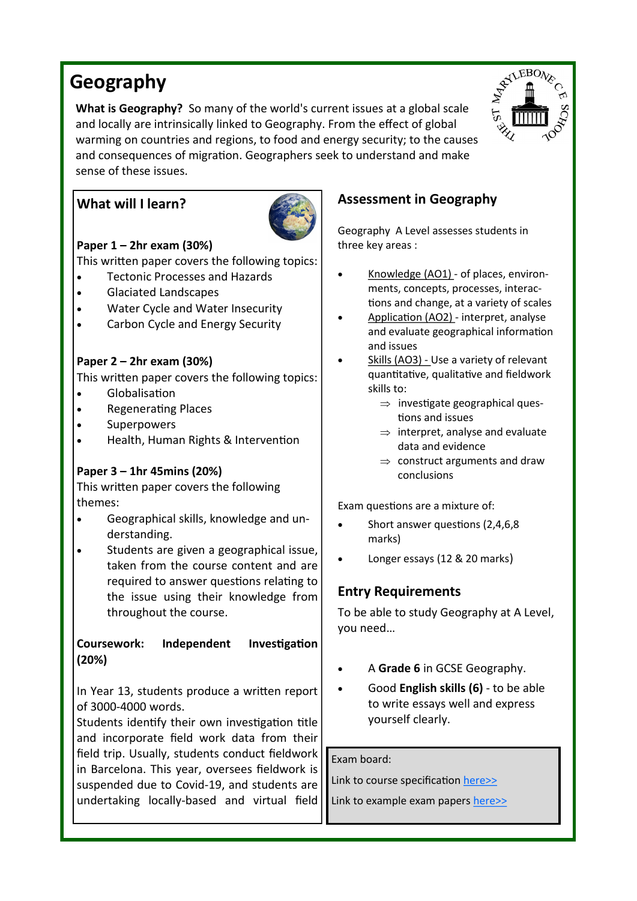# Geography

**What is Geography?** So many of the world's current issues at a global scale and locally are intrinsically linked to Geography. From the effect of global warming on countries and regions, to food and energy security; to the causes and consequences of migration. Geographers seek to understand and make sense of these issues.

## What will I learn?

**Paper 1 – 2hr exam (30%)**

This written paper covers the following topics:

- Tectonic Processes and Hazards
- Glaciated Landscapes
- Water Cycle and Water Insecurity
- Carbon Cycle and Energy Security

**Paper 2 – 2hr exam (30%)**

This written paper covers the following topics:

- Globalisation
- Regenerating Places
- Superpowers
- Health, Human Rights & Intervention

**Paper 3 – 1hr 45mins (20%)**

This written paper covers the following themes:

- Geographical skills, knowledge and understanding.
- Students are given a geographical issue, taken from the course content and are required to answer questions relating to the issue using their knowledge from throughout the course.

**Coursework: Independent Investigation (20%)**

In Year 13, students produce a written report of 3000-4000 words.

Students identify their own investigation title and incorporate field work data from their field trip. Usually, students conduct fieldwork in Barcelona. This year, oversees fieldwork is suspended due to Covid-19, and students are undertaking locally-based and virtual field

## Assessment in Geography

Geography A Level assesses students in three key areas :

- Knowledge (AO1) - of places, environments, concepts, processes, interactions and change, at a variety of scales
- Application (AO2) - interpret, analyse and evaluate geographical information and issues
- Skills (AO3) - Use a variety of relevant quantitative, qualitative and fieldwork skills to:
  - ⇒ investigate geographical questions and issues
  - ⇒ interpret, analyse and evaluate data and evidence
  - ⇒ construct arguments and draw conclusions

Exam questions are a mixture of:

- Short answer questions (2,4,6,8 marks)
- Longer essays (12 & 20 marks)

## Entry Requirements

To be able to study Geography at A Level, you need…

- A **Grade 6** in GCSE Geography.
- Good **English skills (6)** - to be able to write essays well and express yourself clearly.

Exam board:

Link to course specification here>>

Link to example exam papers here>>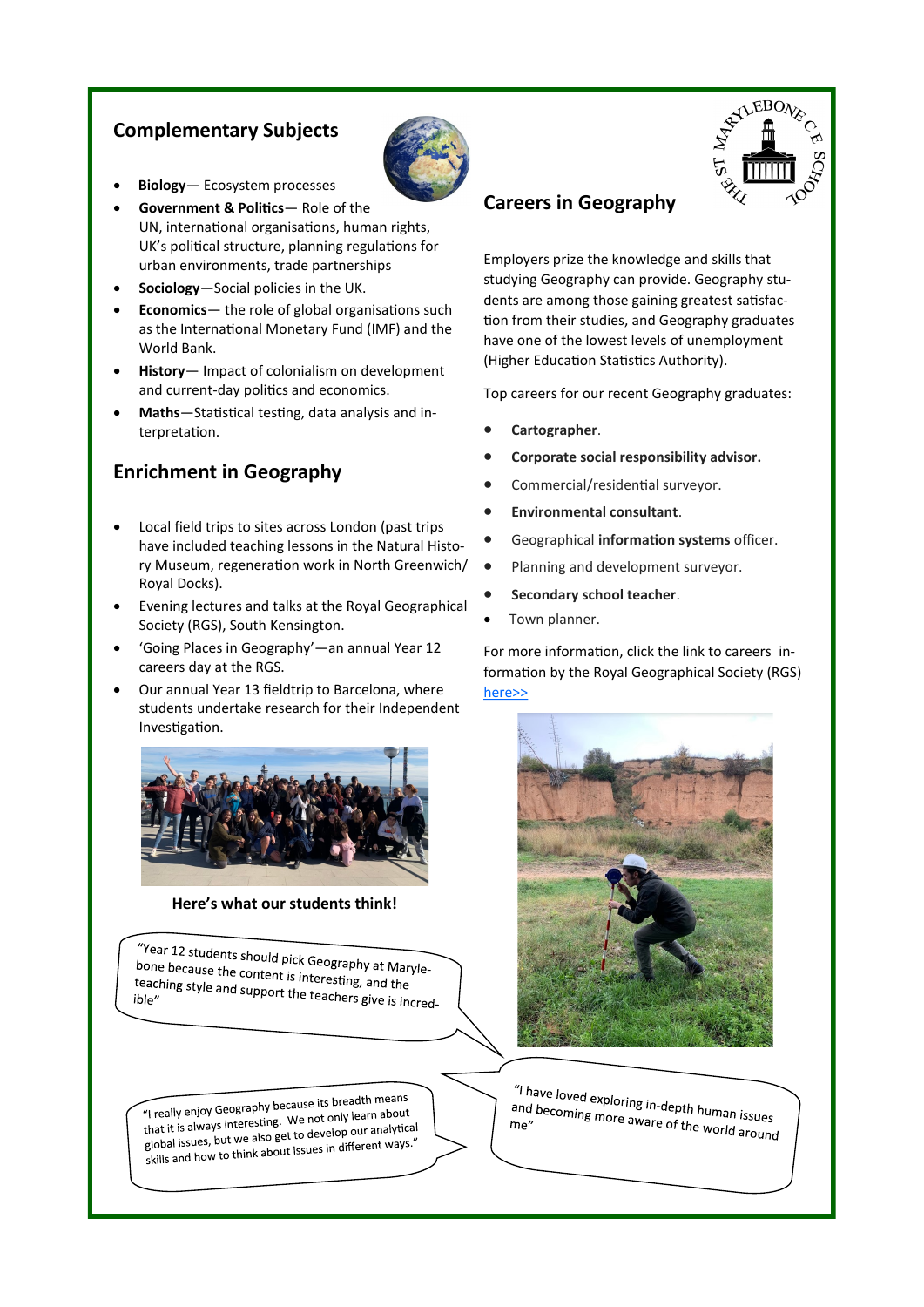## Complementary Subjects

- **Biology**— Ecosystem processes
- **Government & Politics**— Role of the UN, international organisations, human rights, UK's political structure, planning regulations for urban environments, trade partnerships
- **Sociology**—Social policies in the UK.
- **Economics**— the role of global organisations such as the International Monetary Fund (IMF) and the World Bank.
- **History**— Impact of colonialism on development and current-day politics and economics.
- **Maths**—Statistical testing, data analysis and interpretation.

## Enrichment in Geography

- Local field trips to sites across London (past trips have included teaching lessons in the Natural History Museum, regeneration work in North Greenwich/ Royal Docks).
- Evening lectures and talks at the Royal Geographical Society (RGS), South Kensington.
- 'Going Places in Geography'—an annual Year 12 careers day at the RGS.
- Our annual Year 13 fieldtrip to Barcelona, where students undertake research for their Independent Investigation.

**Here's what our students think!**

"Year 12 students should pick Geography at Marylebone because the content is interesting, and the teaching style and support the teachers give is incredible"

"I really enjoy Geography because its breadth means that it is always interesting. We not only learn about global issues, but we also get to develop our analytical skills and how to think about issues in different ways."

## Careers in Geography

Employers prize the knowledge and skills that studying Geography can provide. Geography students are among those gaining greatest satisfaction from their studies, and Geography graduates have one of the lowest levels of unemployment (Higher Education Statistics Authority).

Top careers for our recent Geography graduates:

- **Cartographer**.
- **Corporate social responsibility advisor.**
- Commercial/residential surveyor.
- **Environmental consultant**.
- Geographical **information systems** officer.
- Planning and development surveyor.
- **Secondary school teacher**.
- Town planner.

For more information, click the link to careers information by the Royal Geographical Society (RGS) here>>

"I have loved exploring in-depth human issues and becoming more aware of the world around me"